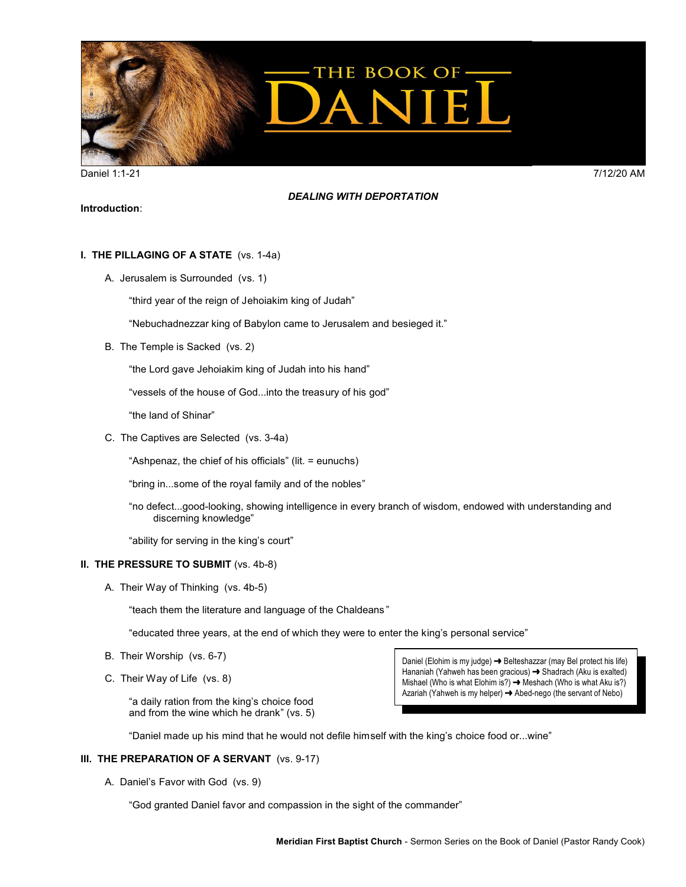# THE BOOK OF DANIEL

Daniel 1:1-21 7/12/20 AM

## *DEALING WITH DEPORTATION*

**Introduction**:

### I. THE PILLAGING OF A STATE (vs. 1-4a)

A. Jerusalem is Surrounded (vs. 1)

"third year of the reign of Jehoiakim king of Judah"

"Nebuchadnezzar king of Babylon came to Jerusalem and besieged it."

B. The Temple is Sacked (vs. 2)

"the Lord gave Jehoiakim king of Judah into his hand"

"vessels of the house of God...into the treasury of his god"

"the land of Shinar"

C. The Captives are Selected (vs. 3-4a)

"Ashpenaz, the chief of his officials" (lit. = eunuchs)

"bring in...some of the royal family and of the nobles"

"no defect...good-looking, showing intelligence in every branch of wisdom, endowed with understanding and discerning knowledge"

"ability for serving in the king's court"

### II. THE PRESSURE TO SUBMIT (vs. 4b-8)

A. Their Way of Thinking (vs. 4b-5)

"teach them the literature and language of the Chaldeans"

"educated three years, at the end of which they were to enter the king's personal service"

B. Their Worship (vs. 6-7)

> Daniel (Elohim is my judge) ➜ Belteshazzar (may Bel protect his life)
> Hananiah (Yahweh has been gracious) ➜ Shadrach (Aku is exalted)
> Mishael (Who is what Elohim is?) ➜ Meshach (Who is what Aku is?)
> Azariah (Yahweh is my helper) ➜ Abed-nego (the servant of Nebo)

C. Their Way of Life (vs. 8)

"a daily ration from the king's choice food and from the wine which he drank" (vs. 5)

"Daniel made up his mind that he would not defile himself with the king's choice food or...wine"

### III. THE PREPARATION OF A SERVANT (vs. 9-17)

A. Daniel's Favor with God (vs. 9)

"God granted Daniel favor and compassion in the sight of the commander"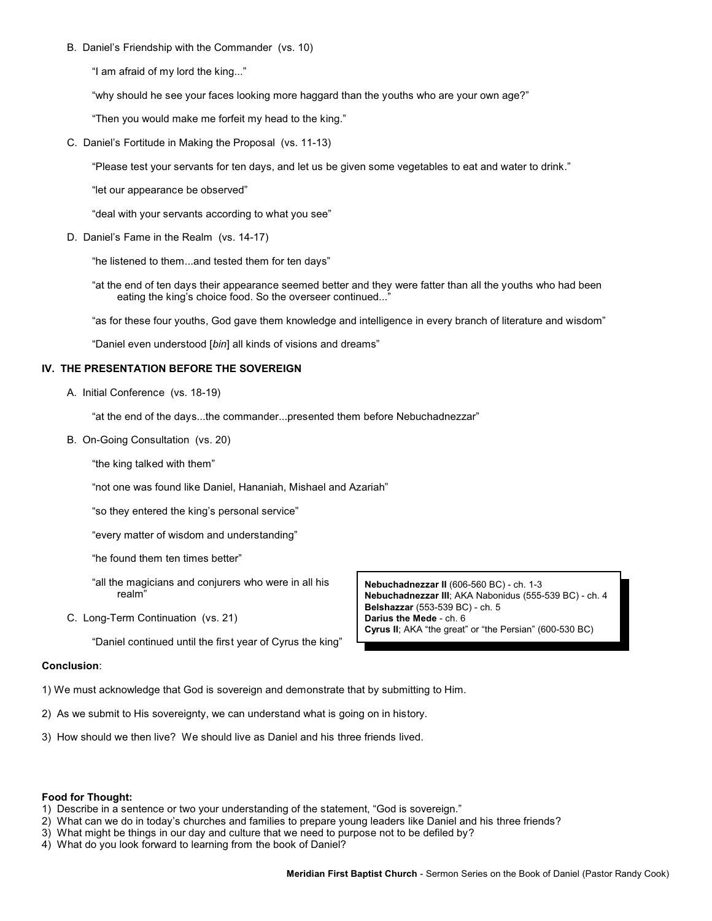B. Daniel's Friendship with the Commander (vs. 10)

"I am afraid of my lord the king..."

"why should he see your faces looking more haggard than the youths who are your own age?"

"Then you would make me forfeit my head to the king."

C. Daniel's Fortitude in Making the Proposal (vs. 11-13)

"Please test your servants for ten days, and let us be given some vegetables to eat and water to drink."

"let our appearance be observed"

"deal with your servants according to what you see"

D. Daniel's Fame in the Realm (vs. 14-17)

"he listened to them...and tested them for ten days"

"at the end of ten days their appearance seemed better and they were fatter than all the youths who had been eating the king's choice food. So the overseer continued..."

"as for these four youths, God gave them knowledge and intelligence in every branch of literature and wisdom"

"Daniel even understood [*bin*] all kinds of visions and dreams"

**IV. THE PRESENTATION BEFORE THE SOVEREIGN**

A. Initial Conference (vs. 18-19)

"at the end of the days...the commander...presented them before Nebuchadnezzar"

B. On-Going Consultation (vs. 20)

"the king talked with them"

"not one was found like Daniel, Hananiah, Mishael and Azariah"

"so they entered the king's personal service"

"every matter of wisdom and understanding"

"he found them ten times better"

"all the magicians and conjurers who were in all his realm"

C. Long-Term Continuation (vs. 21)

"Daniel continued until the first year of Cyrus the king"

**Nebuchadnezzar II** (606-560 BC) - ch. 1-3
**Nebuchadnezzar III**; AKA Nabonidus (555-539 BC) - ch. 4
**Belshazzar** (553-539 BC) - ch. 5
**Darius the Mede** - ch. 6
**Cyrus II**; AKA "the great" or "the Persian" (600-530 BC)

**Conclusion**:

1) We must acknowledge that God is sovereign and demonstrate that by submitting to Him.

2) As we submit to His sovereignty, we can understand what is going on in history.

3) How should we then live? We should live as Daniel and his three friends lived.

**Food for Thought:**

1) Describe in a sentence or two your understanding of the statement, "God is sovereign."
2) What can we do in today's churches and families to prepare young leaders like Daniel and his three friends?
3) What might be things in our day and culture that we need to purpose not to be defiled by?
4) What do you look forward to learning from the book of Daniel?

**Meridian First Baptist Church** - Sermon Series on the Book of Daniel (Pastor Randy Cook)